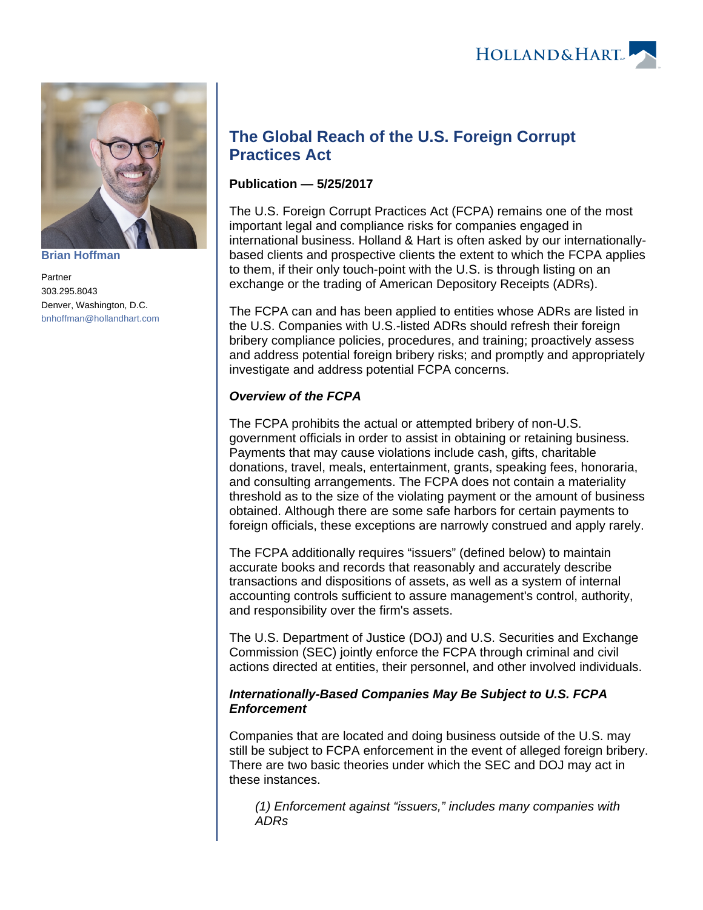**Brian Hoffman**

Partner
303.295.8043
Denver, Washington, D.C.
bnhoffman@hollandhart.com

# The Global Reach of the U.S. Foreign Corrupt Practices Act

**Publication — 5/25/2017**

The U.S. Foreign Corrupt Practices Act (FCPA) remains one of the most important legal and compliance risks for companies engaged in international business. Holland & Hart is often asked by our internationally-based clients and prospective clients the extent to which the FCPA applies to them, if their only touch-point with the U.S. is through listing on an exchange or the trading of American Depository Receipts (ADRs).

The FCPA can and has been applied to entities whose ADRs are listed in the U.S. Companies with U.S.-listed ADRs should refresh their foreign bribery compliance policies, procedures, and training; proactively assess and address potential foreign bribery risks; and promptly and appropriately investigate and address potential FCPA concerns.

### *Overview of the FCPA*

The FCPA prohibits the actual or attempted bribery of non-U.S. government officials in order to assist in obtaining or retaining business. Payments that may cause violations include cash, gifts, charitable donations, travel, meals, entertainment, grants, speaking fees, honoraria, and consulting arrangements. The FCPA does not contain a materiality threshold as to the size of the violating payment or the amount of business obtained. Although there are some safe harbors for certain payments to foreign officials, these exceptions are narrowly construed and apply rarely.

The FCPA additionally requires “issuers” (defined below) to maintain accurate books and records that reasonably and accurately describe transactions and dispositions of assets, as well as a system of internal accounting controls sufficient to assure management's control, authority, and responsibility over the firm's assets.

The U.S. Department of Justice (DOJ) and U.S. Securities and Exchange Commission (SEC) jointly enforce the FCPA through criminal and civil actions directed at entities, their personnel, and other involved individuals.

### *Internationally-Based Companies May Be Subject to U.S. FCPA Enforcement*

Companies that are located and doing business outside of the U.S. may still be subject to FCPA enforcement in the event of alleged foreign bribery. There are two basic theories under which the SEC and DOJ may act in these instances.

> *(1) Enforcement against “issuers,” includes many companies with ADRs*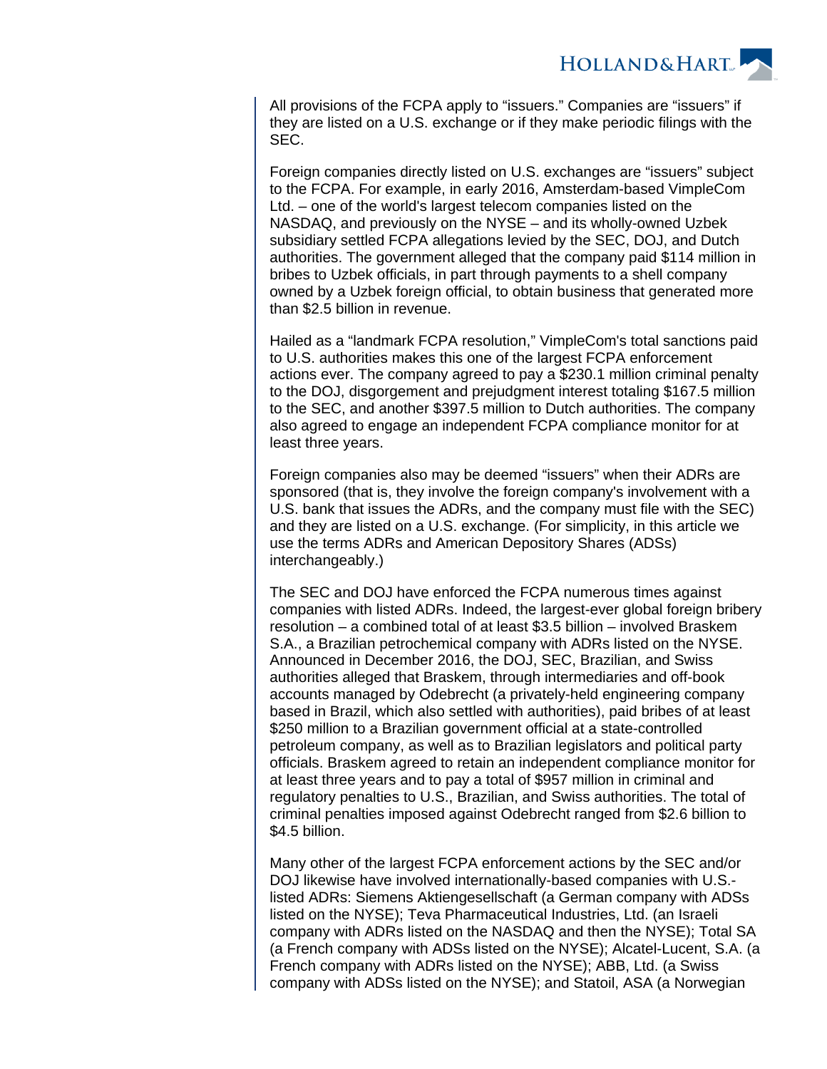All provisions of the FCPA apply to "issuers." Companies are "issuers" if they are listed on a U.S. exchange or if they make periodic filings with the SEC.

Foreign companies directly listed on U.S. exchanges are "issuers" subject to the FCPA. For example, in early 2016, Amsterdam-based VimpleCom Ltd. – one of the world's largest telecom companies listed on the NASDAQ, and previously on the NYSE – and its wholly-owned Uzbek subsidiary settled FCPA allegations levied by the SEC, DOJ, and Dutch authorities. The government alleged that the company paid $114 million in bribes to Uzbek officials, in part through payments to a shell company owned by a Uzbek foreign official, to obtain business that generated more than $2.5 billion in revenue.

Hailed as a "landmark FCPA resolution," VimpleCom's total sanctions paid to U.S. authorities makes this one of the largest FCPA enforcement actions ever. The company agreed to pay a $230.1 million criminal penalty to the DOJ, disgorgement and prejudgment interest totaling $167.5 million to the SEC, and another $397.5 million to Dutch authorities. The company also agreed to engage an independent FCPA compliance monitor for at least three years.

Foreign companies also may be deemed "issuers" when their ADRs are sponsored (that is, they involve the foreign company's involvement with a U.S. bank that issues the ADRs, and the company must file with the SEC) and they are listed on a U.S. exchange. (For simplicity, in this article we use the terms ADRs and American Depository Shares (ADSs) interchangeably.)

The SEC and DOJ have enforced the FCPA numerous times against companies with listed ADRs. Indeed, the largest-ever global foreign bribery resolution – a combined total of at least $3.5 billion – involved Braskem S.A., a Brazilian petrochemical company with ADRs listed on the NYSE. Announced in December 2016, the DOJ, SEC, Brazilian, and Swiss authorities alleged that Braskem, through intermediaries and off-book accounts managed by Odebrecht (a privately-held engineering company based in Brazil, which also settled with authorities), paid bribes of at least $250 million to a Brazilian government official at a state-controlled petroleum company, as well as to Brazilian legislators and political party officials. Braskem agreed to retain an independent compliance monitor for at least three years and to pay a total of $957 million in criminal and regulatory penalties to U.S., Brazilian, and Swiss authorities. The total of criminal penalties imposed against Odebrecht ranged from $2.6 billion to $4.5 billion.

Many other of the largest FCPA enforcement actions by the SEC and/or DOJ likewise have involved internationally-based companies with U.S.-listed ADRs: Siemens Aktiengesellschaft (a German company with ADSs listed on the NYSE); Teva Pharmaceutical Industries, Ltd. (an Israeli company with ADRs listed on the NASDAQ and then the NYSE); Total SA (a French company with ADSs listed on the NYSE); Alcatel-Lucent, S.A. (a French company with ADRs listed on the NYSE); ABB, Ltd. (a Swiss company with ADSs listed on the NYSE); and Statoil, ASA (a Norwegian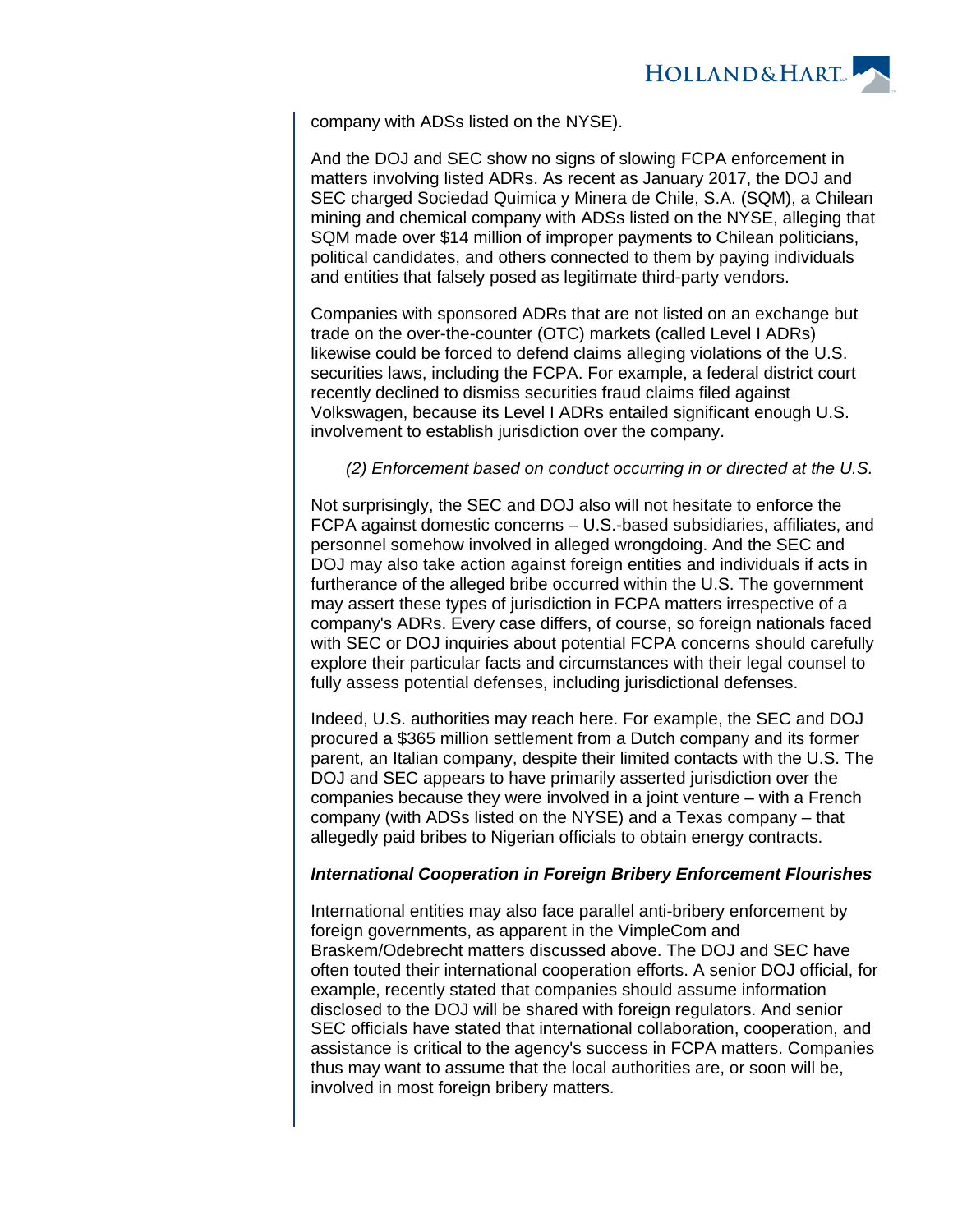company with ADSs listed on the NYSE).

And the DOJ and SEC show no signs of slowing FCPA enforcement in matters involving listed ADRs. As recent as January 2017, the DOJ and SEC charged Sociedad Quimica y Minera de Chile, S.A. (SQM), a Chilean mining and chemical company with ADSs listed on the NYSE, alleging that SQM made over $14 million of improper payments to Chilean politicians, political candidates, and others connected to them by paying individuals and entities that falsely posed as legitimate third-party vendors.

Companies with sponsored ADRs that are not listed on an exchange but trade on the over-the-counter (OTC) markets (called Level I ADRs) likewise could be forced to defend claims alleging violations of the U.S. securities laws, including the FCPA. For example, a federal district court recently declined to dismiss securities fraud claims filed against Volkswagen, because its Level I ADRs entailed significant enough U.S. involvement to establish jurisdiction over the company.

*(2) Enforcement based on conduct occurring in or directed at the U.S.*

Not surprisingly, the SEC and DOJ also will not hesitate to enforce the FCPA against domestic concerns – U.S.-based subsidiaries, affiliates, and personnel somehow involved in alleged wrongdoing. And the SEC and DOJ may also take action against foreign entities and individuals if acts in furtherance of the alleged bribe occurred within the U.S. The government may assert these types of jurisdiction in FCPA matters irrespective of a company's ADRs. Every case differs, of course, so foreign nationals faced with SEC or DOJ inquiries about potential FCPA concerns should carefully explore their particular facts and circumstances with their legal counsel to fully assess potential defenses, including jurisdictional defenses.

Indeed, U.S. authorities may reach here. For example, the SEC and DOJ procured a $365 million settlement from a Dutch company and its former parent, an Italian company, despite their limited contacts with the U.S. The DOJ and SEC appears to have primarily asserted jurisdiction over the companies because they were involved in a joint venture – with a French company (with ADSs listed on the NYSE) and a Texas company – that allegedly paid bribes to Nigerian officials to obtain energy contracts.

***International Cooperation in Foreign Bribery Enforcement Flourishes***

International entities may also face parallel anti-bribery enforcement by foreign governments, as apparent in the VimpleCom and Braskem/Odebrecht matters discussed above. The DOJ and SEC have often touted their international cooperation efforts. A senior DOJ official, for example, recently stated that companies should assume information disclosed to the DOJ will be shared with foreign regulators. And senior SEC officials have stated that international collaboration, cooperation, and assistance is critical to the agency's success in FCPA matters. Companies thus may want to assume that the local authorities are, or soon will be, involved in most foreign bribery matters.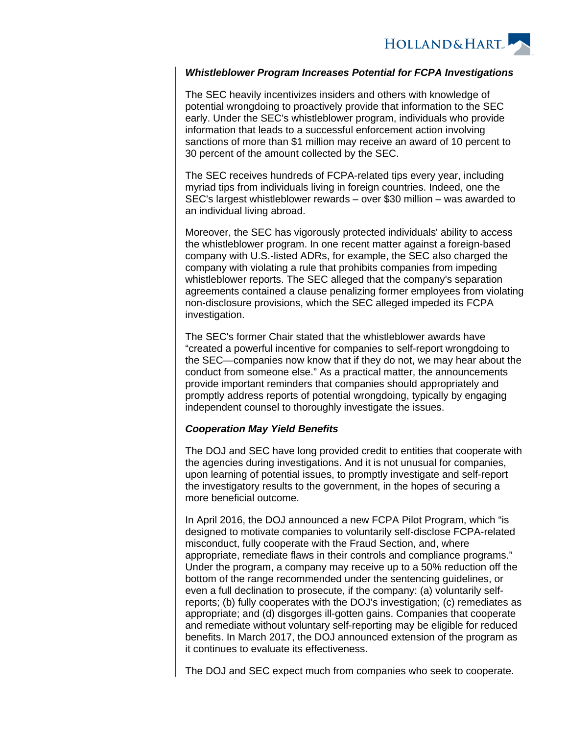***Whistleblower Program Increases Potential for FCPA Investigations***

The SEC heavily incentivizes insiders and others with knowledge of potential wrongdoing to proactively provide that information to the SEC early. Under the SEC's whistleblower program, individuals who provide information that leads to a successful enforcement action involving sanctions of more than $1 million may receive an award of 10 percent to 30 percent of the amount collected by the SEC.

The SEC receives hundreds of FCPA-related tips every year, including myriad tips from individuals living in foreign countries. Indeed, one the SEC's largest whistleblower rewards – over $30 million – was awarded to an individual living abroad.

Moreover, the SEC has vigorously protected individuals' ability to access the whistleblower program. In one recent matter against a foreign-based company with U.S.-listed ADRs, for example, the SEC also charged the company with violating a rule that prohibits companies from impeding whistleblower reports. The SEC alleged that the company's separation agreements contained a clause penalizing former employees from violating non-disclosure provisions, which the SEC alleged impeded its FCPA investigation.

The SEC's former Chair stated that the whistleblower awards have "created a powerful incentive for companies to self-report wrongdoing to the SEC—companies now know that if they do not, we may hear about the conduct from someone else." As a practical matter, the announcements provide important reminders that companies should appropriately and promptly address reports of potential wrongdoing, typically by engaging independent counsel to thoroughly investigate the issues.

***Cooperation May Yield Benefits***

The DOJ and SEC have long provided credit to entities that cooperate with the agencies during investigations. And it is not unusual for companies, upon learning of potential issues, to promptly investigate and self-report the investigatory results to the government, in the hopes of securing a more beneficial outcome.

In April 2016, the DOJ announced a new FCPA Pilot Program, which "is designed to motivate companies to voluntarily self-disclose FCPA-related misconduct, fully cooperate with the Fraud Section, and, where appropriate, remediate flaws in their controls and compliance programs." Under the program, a company may receive up to a 50% reduction off the bottom of the range recommended under the sentencing guidelines, or even a full declination to prosecute, if the company: (a) voluntarily self-reports; (b) fully cooperates with the DOJ's investigation; (c) remediates as appropriate; and (d) disgorges ill-gotten gains. Companies that cooperate and remediate without voluntary self-reporting may be eligible for reduced benefits. In March 2017, the DOJ announced extension of the program as it continues to evaluate its effectiveness.

The DOJ and SEC expect much from companies who seek to cooperate.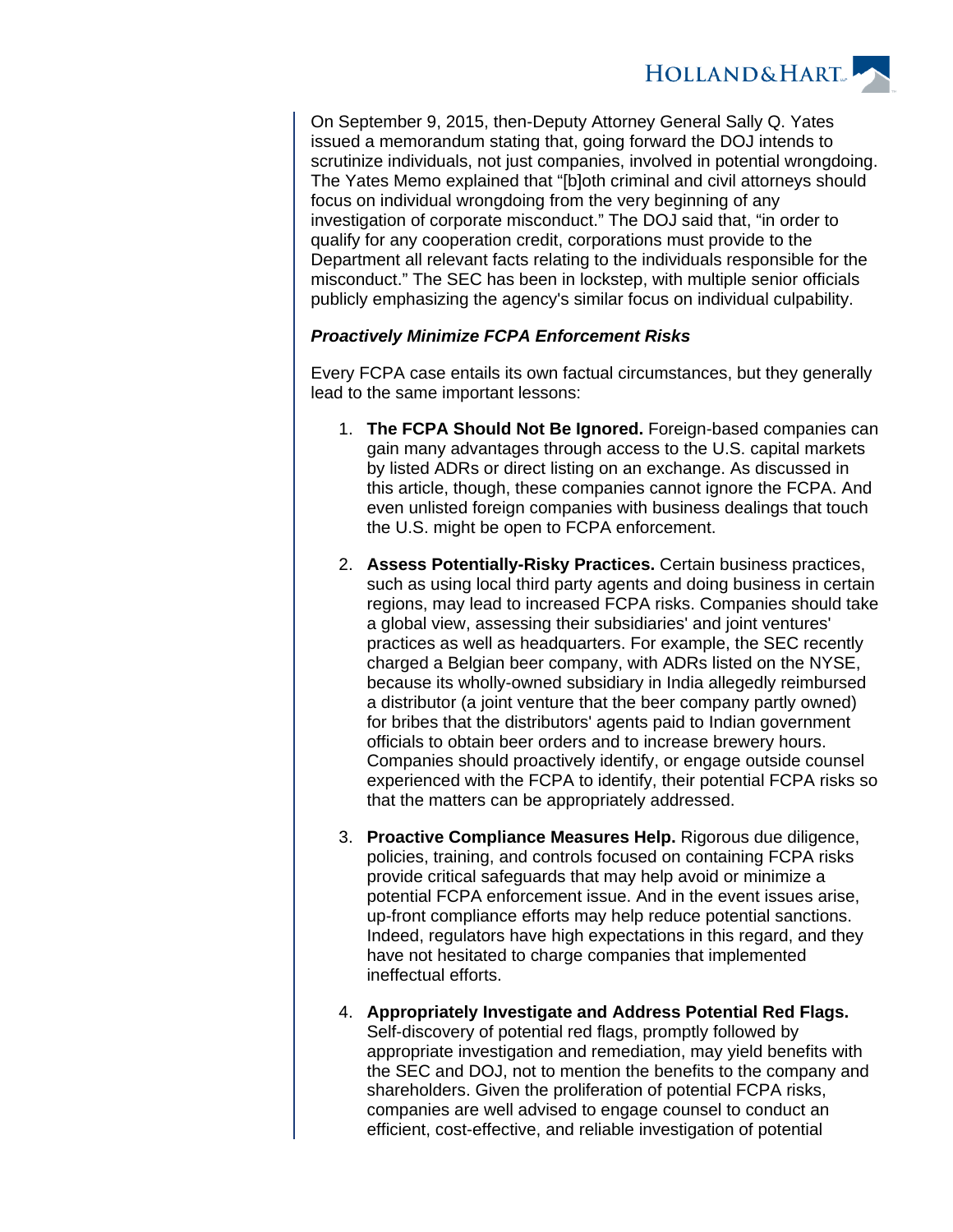On September 9, 2015, then-Deputy Attorney General Sally Q. Yates issued a memorandum stating that, going forward the DOJ intends to scrutinize individuals, not just companies, involved in potential wrongdoing. The Yates Memo explained that "[b]oth criminal and civil attorneys should focus on individual wrongdoing from the very beginning of any investigation of corporate misconduct." The DOJ said that, "in order to qualify for any cooperation credit, corporations must provide to the Department all relevant facts relating to the individuals responsible for the misconduct." The SEC has been in lockstep, with multiple senior officials publicly emphasizing the agency's similar focus on individual culpability.

***Proactively Minimize FCPA Enforcement Risks***

Every FCPA case entails its own factual circumstances, but they generally lead to the same important lessons:

1. **The FCPA Should Not Be Ignored.** Foreign-based companies can gain many advantages through access to the U.S. capital markets by listed ADRs or direct listing on an exchange. As discussed in this article, though, these companies cannot ignore the FCPA. And even unlisted foreign companies with business dealings that touch the U.S. might be open to FCPA enforcement.

2. **Assess Potentially-Risky Practices.** Certain business practices, such as using local third party agents and doing business in certain regions, may lead to increased FCPA risks. Companies should take a global view, assessing their subsidiaries' and joint ventures' practices as well as headquarters. For example, the SEC recently charged a Belgian beer company, with ADRs listed on the NYSE, because its wholly-owned subsidiary in India allegedly reimbursed a distributor (a joint venture that the beer company partly owned) for bribes that the distributors' agents paid to Indian government officials to obtain beer orders and to increase brewery hours. Companies should proactively identify, or engage outside counsel experienced with the FCPA to identify, their potential FCPA risks so that the matters can be appropriately addressed.

3. **Proactive Compliance Measures Help.** Rigorous due diligence, policies, training, and controls focused on containing FCPA risks provide critical safeguards that may help avoid or minimize a potential FCPA enforcement issue. And in the event issues arise, up-front compliance efforts may help reduce potential sanctions. Indeed, regulators have high expectations in this regard, and they have not hesitated to charge companies that implemented ineffectual efforts.

4. **Appropriately Investigate and Address Potential Red Flags.** Self-discovery of potential red flags, promptly followed by appropriate investigation and remediation, may yield benefits with the SEC and DOJ, not to mention the benefits to the company and shareholders. Given the proliferation of potential FCPA risks, companies are well advised to engage counsel to conduct an efficient, cost-effective, and reliable investigation of potential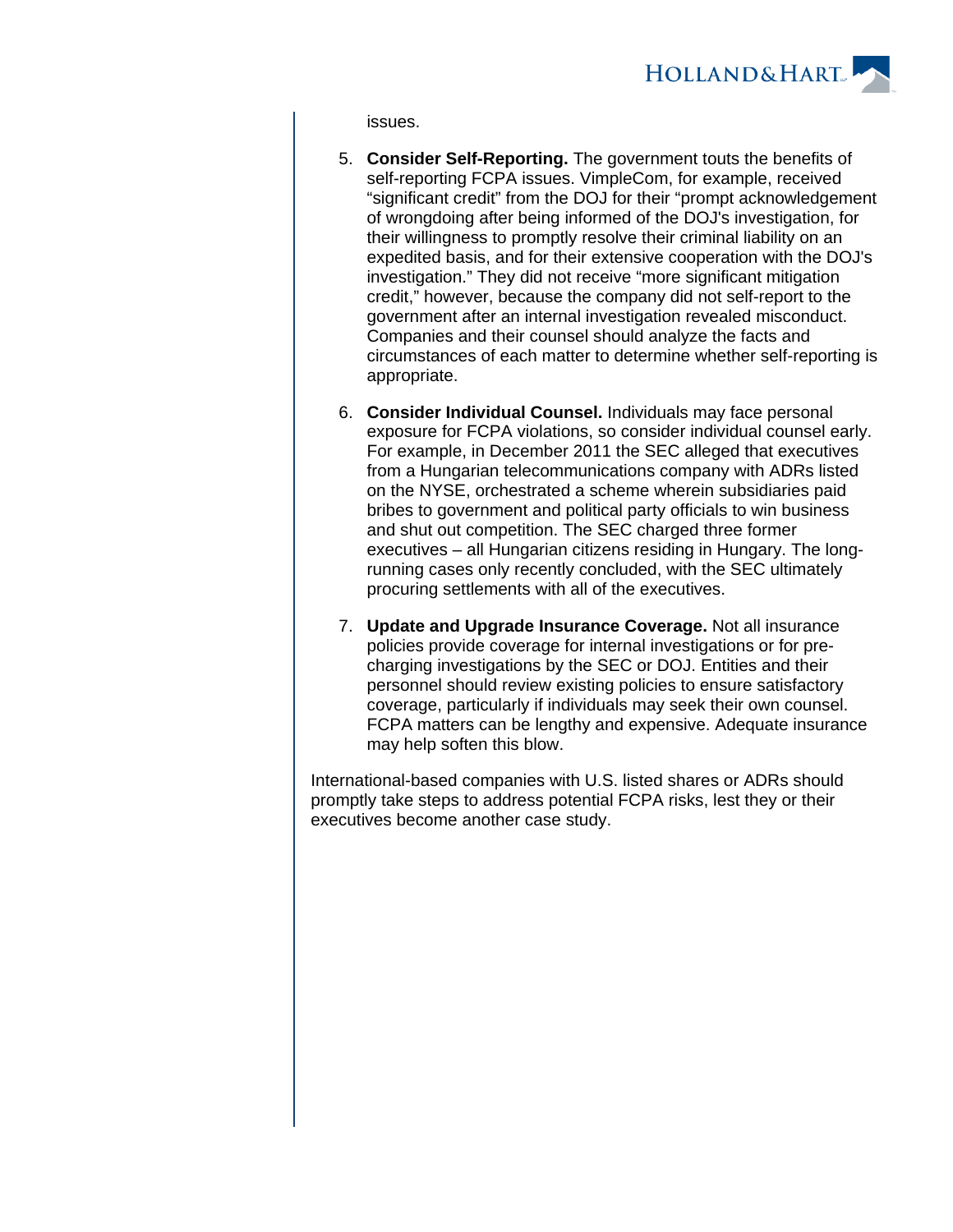issues.

5. **Consider Self-Reporting.** The government touts the benefits of self-reporting FCPA issues. VimpleCom, for example, received “significant credit” from the DOJ for their “prompt acknowledgement of wrongdoing after being informed of the DOJ's investigation, for their willingness to promptly resolve their criminal liability on an expedited basis, and for their extensive cooperation with the DOJ's investigation.” They did not receive “more significant mitigation credit,” however, because the company did not self-report to the government after an internal investigation revealed misconduct. Companies and their counsel should analyze the facts and circumstances of each matter to determine whether self-reporting is appropriate.

6. **Consider Individual Counsel.** Individuals may face personal exposure for FCPA violations, so consider individual counsel early. For example, in December 2011 the SEC alleged that executives from a Hungarian telecommunications company with ADRs listed on the NYSE, orchestrated a scheme wherein subsidiaries paid bribes to government and political party officials to win business and shut out competition. The SEC charged three former executives – all Hungarian citizens residing in Hungary. The long-running cases only recently concluded, with the SEC ultimately procuring settlements with all of the executives.

7. **Update and Upgrade Insurance Coverage.** Not all insurance policies provide coverage for internal investigations or for pre-charging investigations by the SEC or DOJ. Entities and their personnel should review existing policies to ensure satisfactory coverage, particularly if individuals may seek their own counsel. FCPA matters can be lengthy and expensive. Adequate insurance may help soften this blow.

International-based companies with U.S. listed shares or ADRs should promptly take steps to address potential FCPA risks, lest they or their executives become another case study.